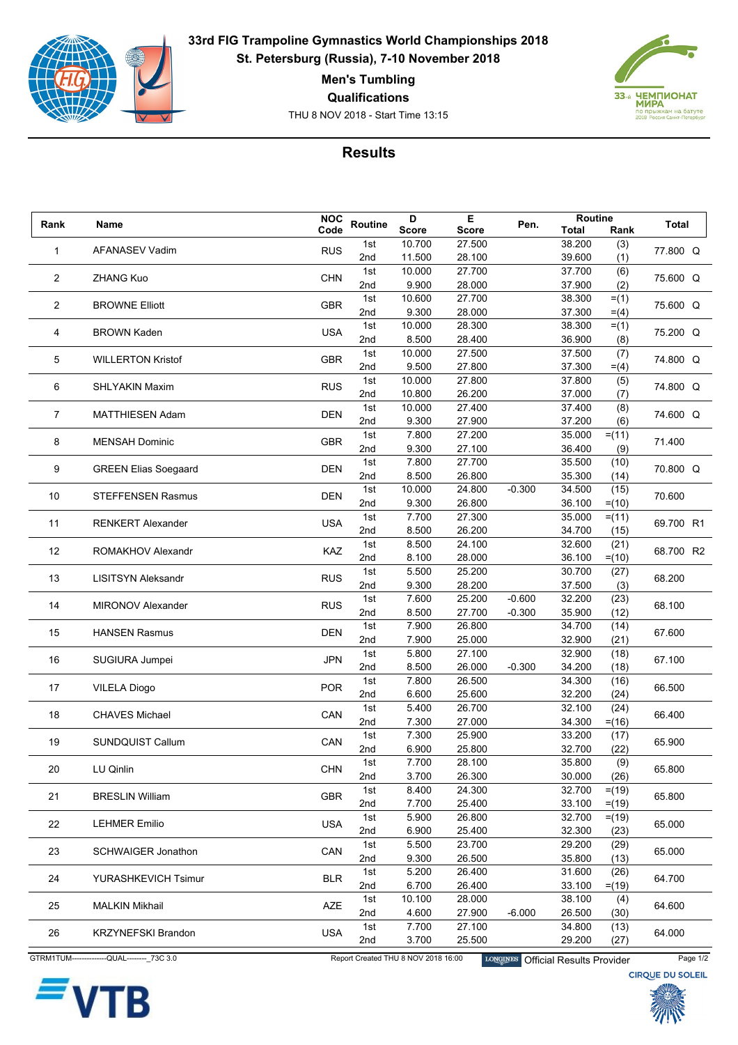# 33rd FIG Trampoline Gymnastics World Championships 2018

## St. Petersburg (Russia), 7-10 November 2018

### Men's Tumbling

### Qualifications

THU 8 NOV 2018 - Start Time 13:15

## Results

| Rank | Name | NOC Code | Routine | D Score | E Score | Pen. | Routine Total | Routine Rank | Total |
|---|---|---|---|---|---|---|---|---|---|
| 1 | AFANASEV Vadim | RUS | 1st | 10.700 | 27.500 | | 38.200 | (3) | 77.800 Q |
| | | | 2nd | 11.500 | 28.100 | | 39.600 | (1) | |
| 2 | ZHANG Kuo | CHN | 1st | 10.000 | 27.700 | | 37.700 | (6) | 75.600 Q |
| | | | 2nd | 9.900 | 28.000 | | 37.900 | (2) | |
| 2 | BROWNE Elliott | GBR | 1st | 10.600 | 27.700 | | 38.300 | =(1) | 75.600 Q |
| | | | 2nd | 9.300 | 28.000 | | 37.300 | =(4) | |
| 4 | BROWN Kaden | USA | 1st | 10.000 | 28.300 | | 38.300 | =(1) | 75.200 Q |
| | | | 2nd | 8.500 | 28.400 | | 36.900 | (8) | |
| 5 | WILLERTON Kristof | GBR | 1st | 10.000 | 27.500 | | 37.500 | (7) | 74.800 Q |
| | | | 2nd | 9.500 | 27.800 | | 37.300 | =(4) | |
| 6 | SHLYAKIN Maxim | RUS | 1st | 10.000 | 27.800 | | 37.800 | (5) | 74.800 Q |
| | | | 2nd | 10.800 | 26.200 | | 37.000 | (7) | |
| 7 | MATTHIESEN Adam | DEN | 1st | 10.000 | 27.400 | | 37.400 | (8) | 74.600 Q |
| | | | 2nd | 9.300 | 27.900 | | 37.200 | (6) | |
| 8 | MENSAH Dominic | GBR | 1st | 7.800 | 27.200 | | 35.000 | =(11) | 71.400 |
| | | | 2nd | 9.300 | 27.100 | | 36.400 | (9) | |
| 9 | GREEN Elias Soegaard | DEN | 1st | 7.800 | 27.700 | | 35.500 | (10) | 70.800 Q |
| | | | 2nd | 8.500 | 26.800 | | 35.300 | (14) | |
| 10 | STEFFENSEN Rasmus | DEN | 1st | 10.000 | 24.800 | -0.300 | 34.500 | (15) | 70.600 |
| | | | 2nd | 9.300 | 26.800 | | 36.100 | =(10) | |
| 11 | RENKERT Alexander | USA | 1st | 7.700 | 27.300 | | 35.000 | =(11) | 69.700 R1 |
| | | | 2nd | 8.500 | 26.200 | | 34.700 | (15) | |
| 12 | ROMAKHOV Alexandr | KAZ | 1st | 8.500 | 24.100 | | 32.600 | (21) | 68.700 R2 |
| | | | 2nd | 8.100 | 28.000 | | 36.100 | =(10) | |
| 13 | LISITSYN Aleksandr | RUS | 1st | 5.500 | 25.200 | | 30.700 | (27) | 68.200 |
| | | | 2nd | 9.300 | 28.200 | | 37.500 | (3) | |
| 14 | MIRONOV Alexander | RUS | 1st | 7.600 | 25.200 | -0.600 | 32.200 | (23) | 68.100 |
| | | | 2nd | 8.500 | 27.700 | -0.300 | 35.900 | (12) | |
| 15 | HANSEN Rasmus | DEN | 1st | 7.900 | 26.800 | | 34.700 | (14) | 67.600 |
| | | | 2nd | 7.900 | 25.000 | | 32.900 | (21) | |
| 16 | SUGIURA Jumpei | JPN | 1st | 5.800 | 27.100 | | 32.900 | (18) | 67.100 |
| | | | 2nd | 8.500 | 26.000 | -0.300 | 34.200 | (18) | |
| 17 | VILELA Diogo | POR | 1st | 7.800 | 26.500 | | 34.300 | (16) | 66.500 |
| | | | 2nd | 6.600 | 25.600 | | 32.200 | (24) | |
| 18 | CHAVES Michael | CAN | 1st | 5.400 | 26.700 | | 32.100 | (24) | 66.400 |
| | | | 2nd | 7.300 | 27.000 | | 34.300 | =(16) | |
| 19 | SUNDQUIST Callum | CAN | 1st | 7.300 | 25.900 | | 33.200 | (17) | 65.900 |
| | | | 2nd | 6.900 | 25.800 | | 32.700 | (22) | |
| 20 | LU Qinlin | CHN | 1st | 7.700 | 28.100 | | 35.800 | (9) | 65.800 |
| | | | 2nd | 3.700 | 26.300 | | 30.000 | (26) | |
| 21 | BRESLIN William | GBR | 1st | 8.400 | 24.300 | | 32.700 | =(19) | 65.800 |
| | | | 2nd | 7.700 | 25.400 | | 33.100 | =(19) | |
| 22 | LEHMER Emilio | USA | 1st | 5.900 | 26.800 | | 32.700 | =(19) | 65.000 |
| | | | 2nd | 6.900 | 25.400 | | 32.300 | (23) | |
| 23 | SCHWAIGER Jonathon | CAN | 1st | 5.500 | 23.700 | | 29.200 | (29) | 65.000 |
| | | | 2nd | 9.300 | 26.500 | | 35.800 | (13) | |
| 24 | YURASHKEVICH Tsimur | BLR | 1st | 5.200 | 26.400 | | 31.600 | (26) | 64.700 |
| | | | 2nd | 6.700 | 26.400 | | 33.100 | =(19) | |
| 25 | MALKIN Mikhail | AZE | 1st | 10.100 | 28.000 | | 38.100 | (4) | 64.600 |
| | | | 2nd | 4.600 | 27.900 | -6.000 | 26.500 | (30) | |
| 26 | KRZYNEFSKI Brandon | USA | 1st | 7.700 | 27.100 | | 34.800 | (13) | 64.000 |
| | | | 2nd | 3.700 | 25.500 | | 29.200 | (27) | |

GTRM1TUM--------------QUAL--------_73C 3.0 Report Created THU 8 NOV 2018 16:00 LONGINES Official Results Provider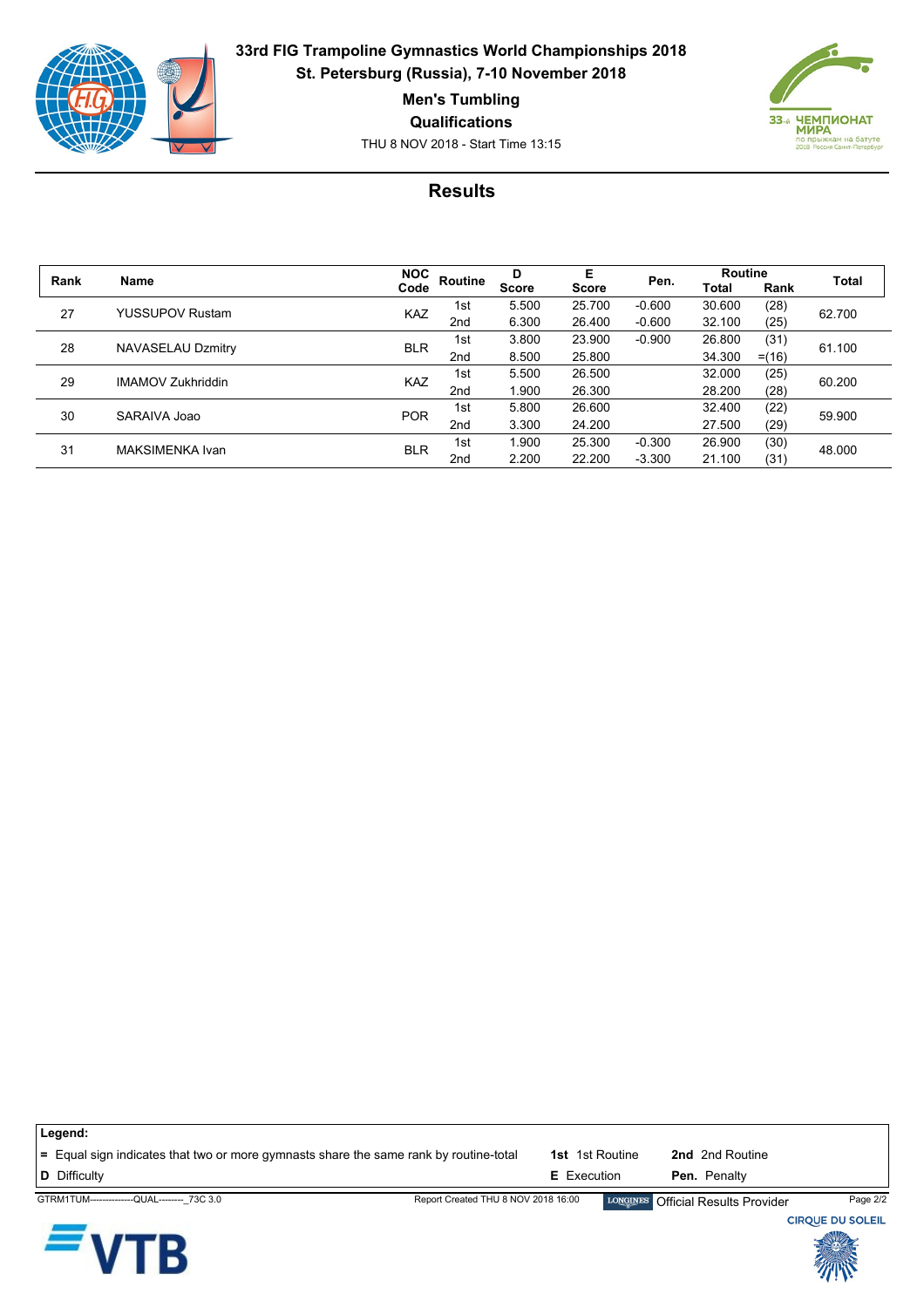# 33rd FIG Trampoline Gymnastics World Championships 2018

**St. Petersburg (Russia), 7-10 November 2018**

**Men's Tumbling**

**Qualifications**

THU 8 NOV 2018 - Start Time 13:15

## Results

| Rank | Name | NOC Code | Routine | D Score | E Score | Pen. | Routine Total | Routine Rank | Total |
|---|---|---|---|---|---|---|---|---|---|
| 27 | YUSSUPOV Rustam | KAZ | 1st | 5.500 | 25.700 | -0.600 | 30.600 | (28) | 62.700 |
| | | | 2nd | 6.300 | 26.400 | -0.600 | 32.100 | (25) | |
| 28 | NAVASELAU Dzmitry | BLR | 1st | 3.800 | 23.900 | -0.900 | 26.800 | (31) | 61.100 |
| | | | 2nd | 8.500 | 25.800 | | 34.300 | =(16) | |
| 29 | IMAMOV Zukhriddin | KAZ | 1st | 5.500 | 26.500 | | 32.000 | (25) | 60.200 |
| | | | 2nd | 1.900 | 26.300 | | 28.200 | (28) | |
| 30 | SARAIVA Joao | POR | 1st | 5.800 | 26.600 | | 32.400 | (22) | 59.900 |
| | | | 2nd | 3.300 | 24.200 | | 27.500 | (29) | |
| 31 | MAKSIMENKA Ivan | BLR | 1st | 1.900 | 25.300 | -0.300 | 26.900 | (30) | 48.000 |
| | | | 2nd | 2.200 | 22.200 | -3.300 | 21.100 | (31) | |

**Legend:**

**=** Equal sign indicates that two or more gymnasts share the same rank by routine-total

**D** Difficulty

**1st** 1st Routine

**E** Execution

**2nd** 2nd Routine

**Pen.** Penalty

GTRM1TUM--------------QUAL--------_73C 3.0 — Report Created THU 8 NOV 2018 16:00 — LONGINES Official Results Provider